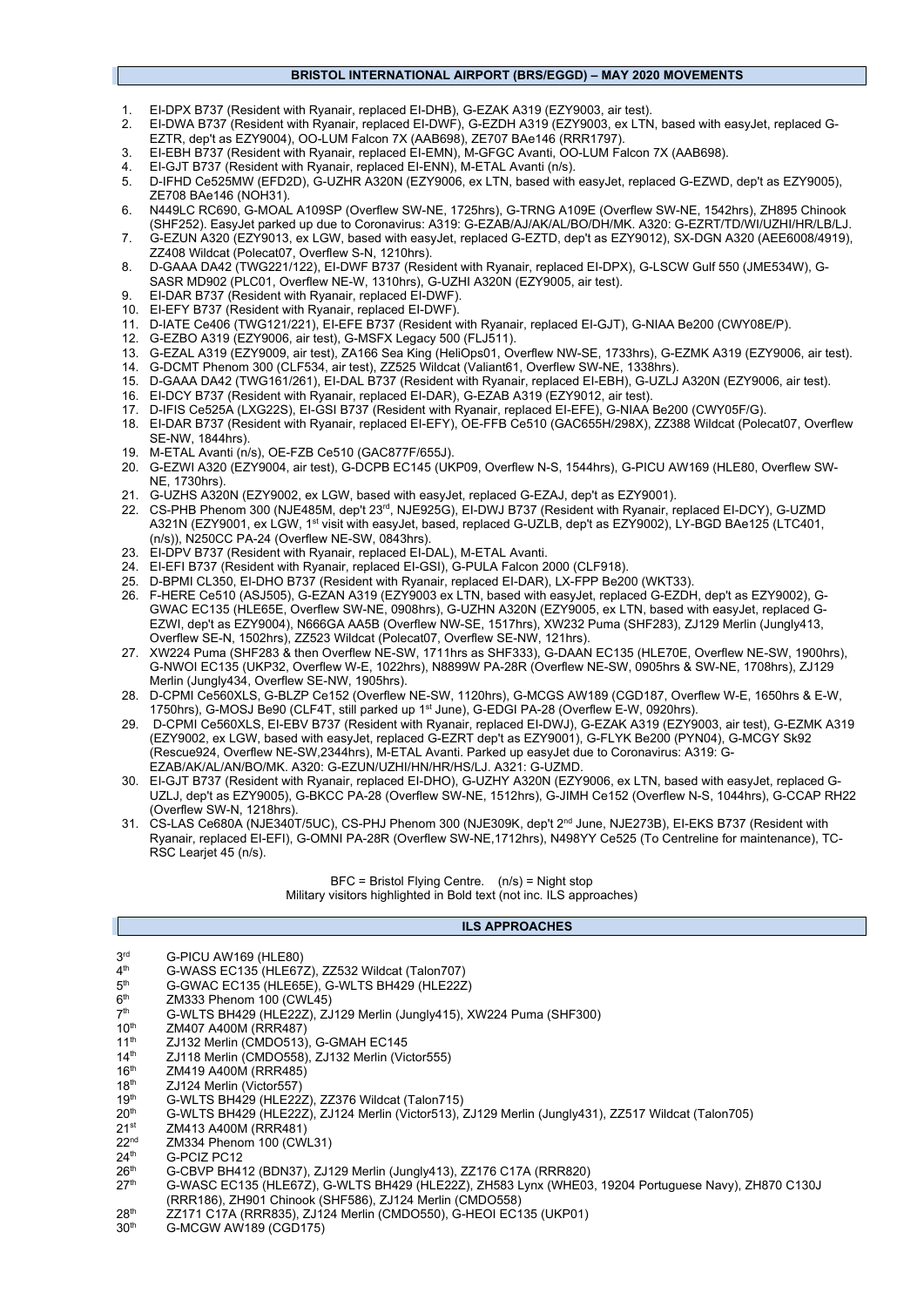## BRISTOL INTERNATIONAL AIRPORT (BRS/EGGD) – MAY 2020 MOVEMENTS

1. EI-DPX B737 (Resident with Ryanair, replaced EI-DHB), G-EZAK A319 (EZY9003, air test).
2. EI-DWA B737 (Resident with Ryanair, replaced EI-DWF), G-EZDH A319 (EZY9003, ex LTN, based with easyJet, replaced G-EZTR, dep't as EZY9004), OO-LUM Falcon 7X (AAB698), ZE707 BAe146 (RRR1797).
3. EI-EBH B737 (Resident with Ryanair, replaced EI-EMN), M-GFGC Avanti, OO-LUM Falcon 7X (AAB698).
4. EI-GJT B737 (Resident with Ryanair, replaced EI-ENN), M-ETAL Avanti (n/s).
5. D-IFHD Ce525MW (EFD2D), G-UZHR A320N (EZY9006, ex LTN, based with easyJet, replaced G-EZWD, dep't as EZY9005), ZE708 BAe146 (NOH31).
6. N449LC RC690, G-MOAL A109SP (Overflew SW-NE, 1725hrs), G-TRNG A109E (Overflew SW-NE, 1542hrs), ZH895 Chinook (SHF252). EasyJet parked up due to Coronavirus: A319: G-EZAB/AJ/AK/AL/BO/DH/MK. A320: G-EZRT/TD/WI/UZHI/HR/LB/LJ.
7. G-EZUN A320 (EZY9013, ex LGW, based with easyJet, replaced G-EZTD, dep't as EZY9012), SX-DGN A320 (AEE6008/4919), ZZ408 Wildcat (Polecat07, Overflew S-N, 1210hrs).
8. D-GAAA DA42 (TWG221/122), EI-DWF B737 (Resident with Ryanair, replaced EI-DPX), G-LSCW Gulf 550 (JME534W), G-SASR MD902 (PLC01, Overflew NE-W, 1310hrs), G-UZHI A320N (EZY9005, air test).
9. EI-DAR B737 (Resident with Ryanair, replaced EI-DWF).
10. EI-EFY B737 (Resident with Ryanair, replaced EI-DWF).
11. D-IATE Ce406 (TWG121/221), EI-EFE B737 (Resident with Ryanair, replaced EI-GJT), G-NIAA Be200 (CWY08E/P).
12. G-EZBO A319 (EZY9006, air test), G-MSFX Legacy 500 (FLJ511).
13. G-EZAL A319 (EZY9009, air test), ZA166 Sea King (HeliOps01, Overflew NW-SE, 1733hrs), G-EZMK A319 (EZY9006, air test).
14. G-DCMT Phenom 300 (CLF534, air test), ZZ525 Wildcat (Valiant61, Overflew SW-NE, 1338hrs).
15. D-GAAA DA42 (TWG161/261), EI-DAL B737 (Resident with Ryanair, replaced EI-EBH), G-UZLJ A320N (EZY9006, air test).
16. EI-DCY B737 (Resident with Ryanair, replaced EI-DAR), G-EZAB A319 (EZY9012, air test).
17. D-IFIS Ce525A (LXG22S), EI-GSI B737 (Resident with Ryanair, replaced EI-EFE), G-NIAA Be200 (CWY05F/G).
18. EI-DAR B737 (Resident with Ryanair, replaced EI-EFY), OE-FFB Ce510 (GAC655H/298X), ZZ388 Wildcat (Polecat07, Overflew SE-NW, 1844hrs).
19. M-ETAL Avanti (n/s), OE-FZB Ce510 (GAC877F/655J).
20. G-EZWI A320 (EZY9004, air test), G-DCPB EC145 (UKP09, Overflew N-S, 1544hrs), G-PICU AW169 (HLE80, Overflew SW-NE, 1730hrs).
21. G-UZHS A320N (EZY9002, ex LGW, based with easyJet, replaced G-EZAJ, dep't as EZY9001).
22. CS-PHB Phenom 300 (NJE485M, dep't 23rd, NJE925G), EI-DWJ B737 (Resident with Ryanair, replaced EI-DCY), G-UZMD A321N (EZY9001, ex LGW, 1st visit with easyJet, based, replaced G-UZLB, dep't as EZY9002), LY-BGD BAe125 (LTC401, (n/s)), N250CC PA-24 (Overflew NE-SW, 0843hrs).
23. EI-DPV B737 (Resident with Ryanair, replaced EI-DAL), M-ETAL Avanti.
24. EI-EFI B737 (Resident with Ryanair, replaced EI-GSI), G-PULA Falcon 2000 (CLF918).
25. D-BPMI CL350, EI-DHO B737 (Resident with Ryanair, replaced EI-DAR), LX-FPP Be200 (WKT33).
26. F-HERE Ce510 (ASJ505), G-EZAN A319 (EZY9003 ex LTN, based with easyJet, replaced G-EZDH, dep't as EZY9002), G-GWAC EC135 (HLE65E, Overflew SW-NE, 0908hrs), G-UZHN A320N (EZY9005, ex LTN, based with easyJet, replaced G-EZWI, dep't as EZY9004), N666GA AA5B (Overflew NW-SE, 1517hrs), XW232 Puma (SHF283), ZJ129 Merlin (Jungly413, Overflew SE-N, 1502hrs), ZZ523 Wildcat (Polecat07, Overflew SE-NW, 121hrs).
27. XW224 Puma (SHF283 & then Overflew NE-SW, 1711hrs as SHF333), G-DAAN EC135 (HLE70E, Overflew NE-SW, 1900hrs), G-NWOI EC135 (UKP32, Overflew W-E, 1022hrs), N8899W PA-28R (Overflew NE-SW, 0905hrs & SW-NE, 1708hrs), ZJ129 Merlin (Jungly434, Overflew SE-NW, 1905hrs).
28. D-CPMI Ce560XLS, G-BLZP Ce152 (Overflew NE-SW, 1120hrs), G-MCGS AW189 (CGD187, Overflew W-E, 1650hrs & E-W, 1750hrs), G-MOSJ Be90 (CLF4T, still parked up 1st June), G-EDGI PA-28 (Overflew E-W, 0920hrs).
29. D-CPMI Ce560XLS, EI-EBV B737 (Resident with Ryanair, replaced EI-DWJ), G-EZAK A319 (EZY9003, air test), G-EZMK A319 (EZY9002, ex LGW, based with easyJet, replaced G-EZRT dep't as EZY9001), G-FLYK Be200 (PYN04), G-MCGY Sk92 (Rescue924, Overflew NE-SW,2344hrs), M-ETAL Avanti. Parked up easyJet due to Coronavirus: A319: G-EZAB/AK/AL/AN/BO/MK. A320: G-EZUN/UZHI/HN/HR/HS/LJ. A321: G-UZMD.
30. EI-GJT B737 (Resident with Ryanair, replaced EI-DHO), G-UZHY A320N (EZY9006, ex LTN, based with easyJet, replaced G-UZLJ, dep't as EZY9005), G-BKCC PA-28 (Overflew SW-NE, 1512hrs), G-JIMH Ce152 (Overflew N-S, 1044hrs), G-CCAP RH22 (Overflew SW-N, 1218hrs).
31. CS-LAS Ce680A (NJE340T/5UC), CS-PHJ Phenom 300 (NJE309K, dep't 2nd June, NJE273B), EI-EKS B737 (Resident with Ryanair, replaced EI-EFI), G-OMNI PA-28R (Overflew SW-NE,1712hrs), N498YY Ce525 (To Centreline for maintenance), TC-RSC Learjet 45 (n/s).

BFC = Bristol Flying Centre. (n/s) = Night stop
Military visitors highlighted in Bold text (not inc. ILS approaches)

## ILS APPROACHES

- 3rd G-PICU AW169 (HLE80)
- 4th G-WASS EC135 (HLE67Z), ZZ532 Wildcat (Talon707)
- 5th G-GWAC EC135 (HLE65E), G-WLTS BH429 (HLE22Z)
- 6th ZM333 Phenom 100 (CWL45)
- 7th G-WLTS BH429 (HLE22Z), ZJ129 Merlin (Jungly415), XW224 Puma (SHF300)
- 10th ZM407 A400M (RRR487)
- 11th ZJ132 Merlin (CMDO513), G-GMAH EC145
- 14th ZJ118 Merlin (CMDO558), ZJ132 Merlin (Victor555)
- 16th ZM419 A400M (RRR485)
- 18th ZJ124 Merlin (Victor557)
- 19th G-WLTS BH429 (HLE22Z), ZZ376 Wildcat (Talon715)
- 20th G-WLTS BH429 (HLE22Z), ZJ124 Merlin (Victor513), ZJ129 Merlin (Jungly431), ZZ517 Wildcat (Talon705)
- 21st ZM413 A400M (RRR481)
- 22nd ZM334 Phenom 100 (CWL31)
- 24th G-PCIZ PC12
- 26th G-CBVP BH412 (BDN37), ZJ129 Merlin (Jungly413), ZZ176 C17A (RRR820)
- 27th G-WASC EC135 (HLE67Z), G-WLTS BH429 (HLE22Z), ZH583 Lynx (WHE03, 19204 Portuguese Navy), ZH870 C130J (RRR186), ZH901 Chinook (SHF586), ZJ124 Merlin (CMDO558)
- 28th ZZ171 C17A (RRR835), ZJ124 Merlin (CMDO550), G-HEOI EC135 (UKP01)
- 30th G-MCGW AW189 (CGD175)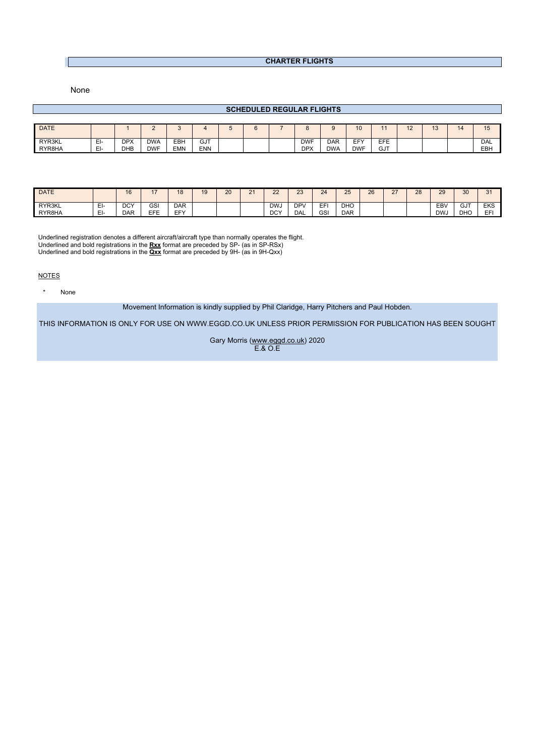## CHARTER FLIGHTS

None

## SCHEDULED REGULAR FLIGHTS

| DATE | | 1 | 2 | 3 | 4 | 5 | 6 | 7 | 8 | 9 | 10 | 11 | 12 | 13 | 14 | 15 |
|---|---|---|---|---|---|---|---|---|---|---|---|---|---|---|---|---|
| RYR3KL<br>RYR8HA | EI-<br>EI- | DPX<br>DHB | DWA<br>DWF | EBH<br>EMN | GJT<br>ENN | | | | DWF<br>DPX | DAR<br>DWA | EFY<br>DWF | EFE<br>GJT | | | | DAL<br>EBH |

| DATE | | 16 | 17 | 18 | 19 | 20 | 21 | 22 | 23 | 24 | 25 | 26 | 27 | 28 | 29 | 30 | 31 |
|---|---|---|---|---|---|---|---|---|---|---|---|---|---|---|---|---|---|
| RYR3KL<br>RYR8HA | EI-<br>EI- | DCY<br>DAR | GSI<br>EFE | DAR<br>EFY | | | | DWJ<br>DCY | DPV<br>DAL | EFI<br>GSI | DHO<br>DAR | | | | EBV<br>DWJ | GJT<br>DHO | EKS<br>EFI |

Underlined registration denotes a different aircraft/aircraft type than normally operates the flight.
Underlined and bold registrations in the **Rxx** format are preceded by SP- (as in SP-RSx)
Underlined and bold registrations in the **Qxx** format are preceded by 9H- (as in 9H-Qxx)

NOTES

* None

Movement Information is kindly supplied by Phil Claridge, Harry Pitchers and Paul Hobden.

THIS INFORMATION IS ONLY FOR USE ON WWW.EGGD.CO.UK UNLESS PRIOR PERMISSION FOR PUBLICATION HAS BEEN SOUGHT

Gary Morris (www.eggd.co.uk) 2020
E.& O.E